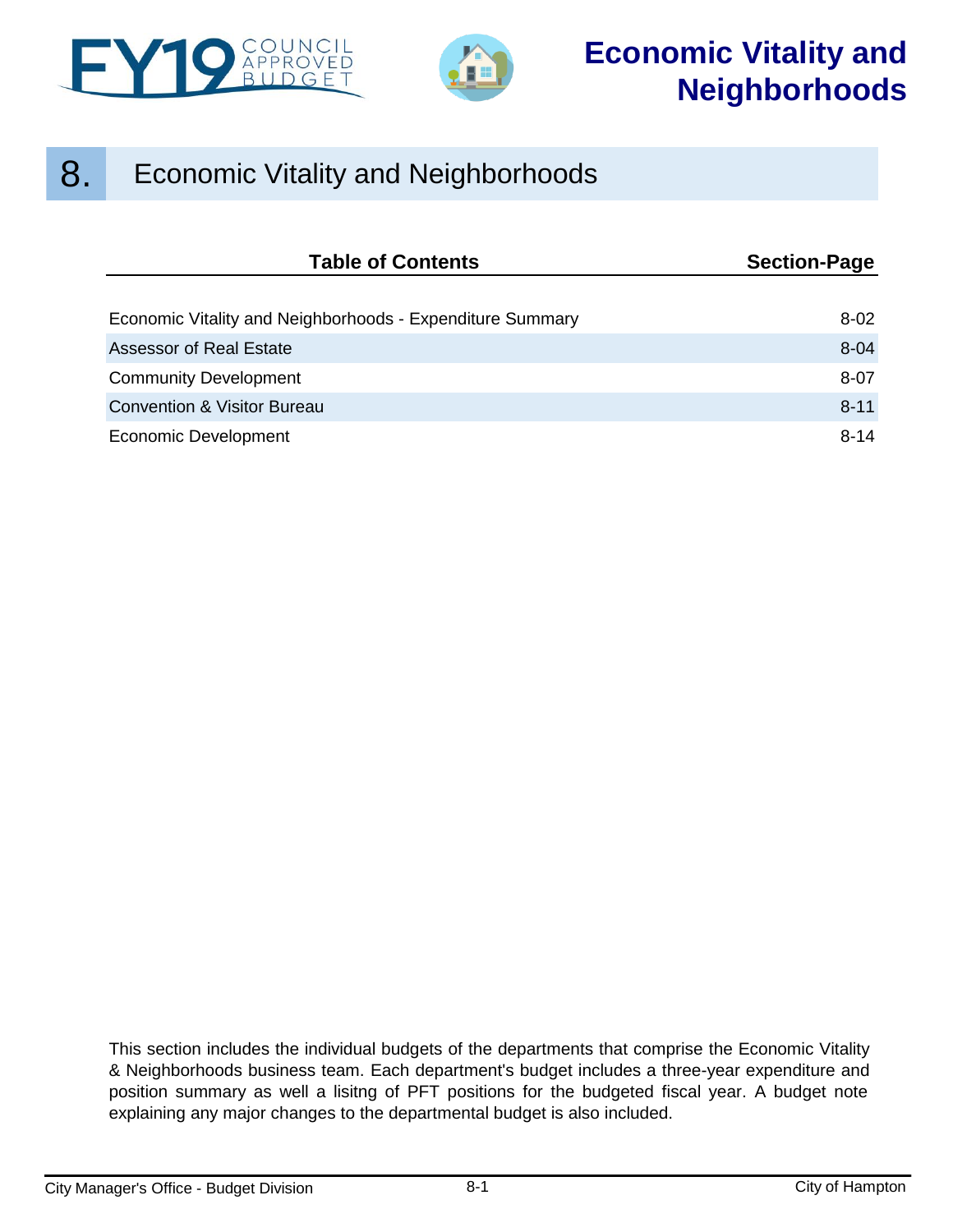# Economic Vitality and Neighborhoods

## 8. Economic Vitality and Neighborhoods

| Table of Contents | Section-Page |
| --- | --- |
| Economic Vitality and Neighborhoods - Expenditure Summary | 8-02 |
| Assessor of Real Estate | 8-04 |
| Community Development | 8-07 |
| Convention & Visitor Bureau | 8-11 |
| Economic Development | 8-14 |

This section includes the individual budgets of the departments that comprise the Economic Vitality & Neighborhoods business team. Each department's budget includes a three-year expenditure and position summary as well a lisitng of PFT positions for the budgeted fiscal year. A budget note explaining any major changes to the departmental budget is also included.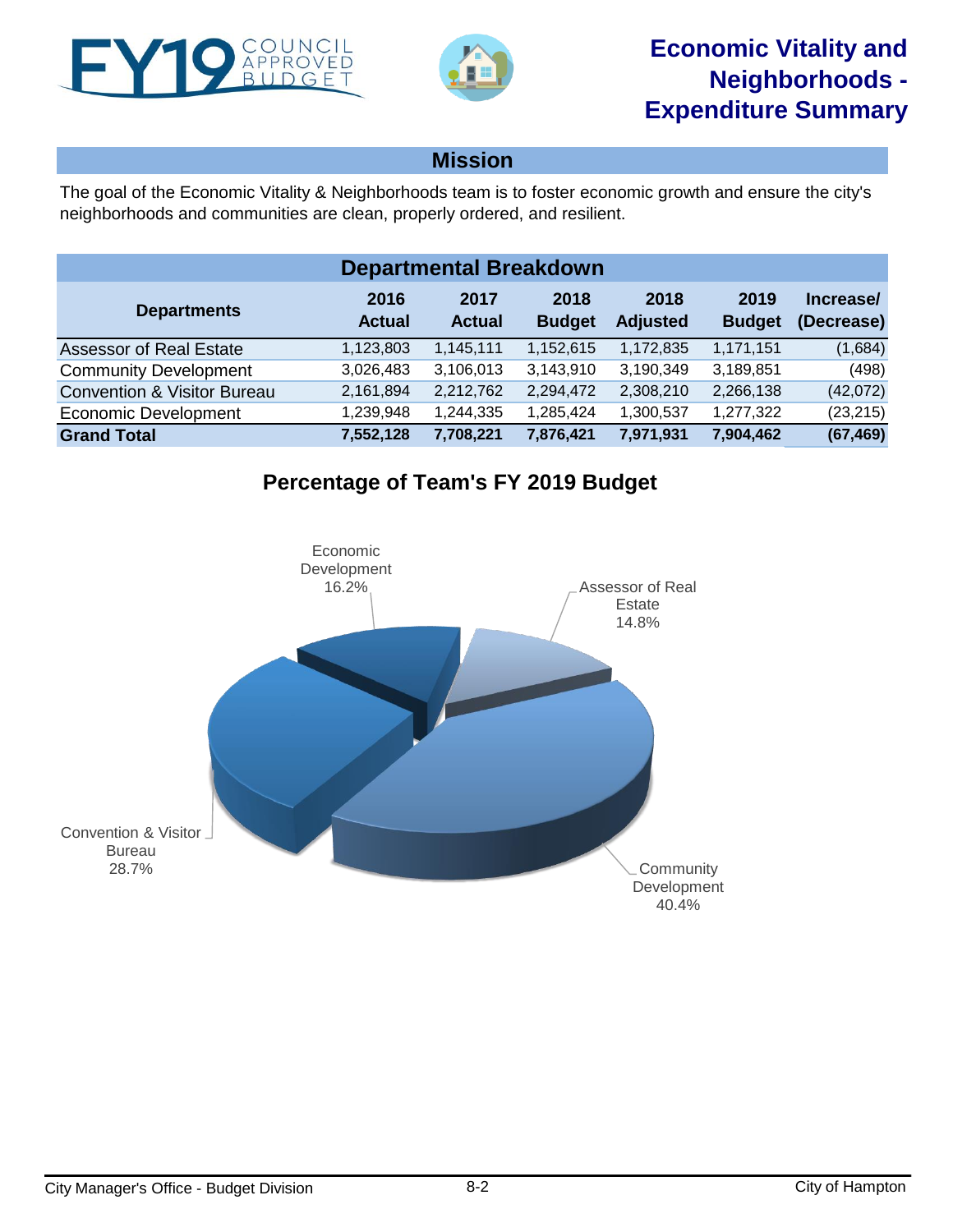# Economic Vitality and Neighborhoods - Expenditure Summary

## Mission

The goal of the Economic Vitality & Neighborhoods team is to foster economic growth and ensure the city's neighborhoods and communities are clean, properly ordered, and resilient.

## Departmental Breakdown

| Departments | 2016 Actual | 2017 Actual | 2018 Budget | 2018 Adjusted | 2019 Budget | Increase/ (Decrease) |
|---|---|---|---|---|---|---|
| Assessor of Real Estate | 1,123,803 | 1,145,111 | 1,152,615 | 1,172,835 | 1,171,151 | (1,684) |
| Community Development | 3,026,483 | 3,106,013 | 3,143,910 | 3,190,349 | 3,189,851 | (498) |
| Convention & Visitor Bureau | 2,161,894 | 2,212,762 | 2,294,472 | 2,308,210 | 2,266,138 | (42,072) |
| Economic Development | 1,239,948 | 1,244,335 | 1,285,424 | 1,300,537 | 1,277,322 | (23,215) |
| **Grand Total** | **7,552,128** | **7,708,221** | **7,876,421** | **7,971,931** | **7,904,462** | **(67,469)** |

## Percentage of Team's FY 2019 Budget

- Economic Development 16.2%
- Assessor of Real Estate 14.8%
- Community Development 40.4%
- Convention & Visitor Bureau 28.7%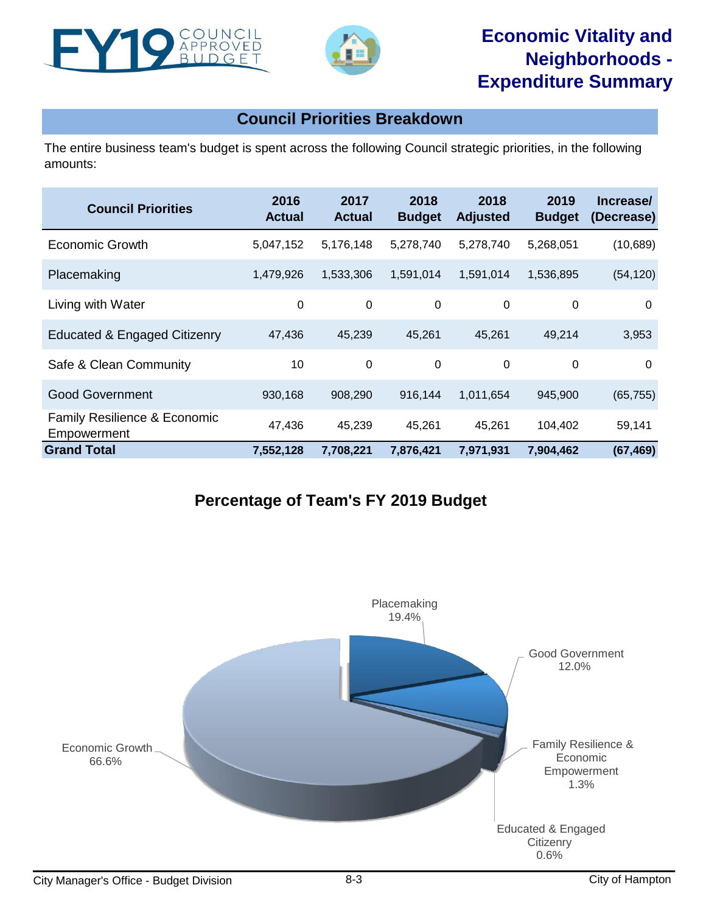# Economic Vitality and Neighborhoods - Expenditure Summary

## Council Priorities Breakdown

The entire business team's budget is spent across the following Council strategic priorities, in the following amounts:

| Council Priorities | 2016 Actual | 2017 Actual | 2018 Budget | 2018 Adjusted | 2019 Budget | Increase/ (Decrease) |
|---|---|---|---|---|---|---|
| Economic Growth | 5,047,152 | 5,176,148 | 5,278,740 | 5,278,740 | 5,268,051 | (10,689) |
| Placemaking | 1,479,926 | 1,533,306 | 1,591,014 | 1,591,014 | 1,536,895 | (54,120) |
| Living with Water | 0 | 0 | 0 | 0 | 0 | 0 |
| Educated & Engaged Citizenry | 47,436 | 45,239 | 45,261 | 45,261 | 49,214 | 3,953 |
| Safe & Clean Community | 10 | 0 | 0 | 0 | 0 | 0 |
| Good Government | 930,168 | 908,290 | 916,144 | 1,011,654 | 945,900 | (65,755) |
| Family Resilience & Economic Empowerment | 47,436 | 45,239 | 45,261 | 45,261 | 104,402 | 59,141 |
| **Grand Total** | **7,552,128** | **7,708,221** | **7,876,421** | **7,971,931** | **7,904,462** | **(67,469)** |

## Percentage of Team's FY 2019 Budget

- Economic Growth 66.6%
- Placemaking 19.4%
- Good Government 12.0%
- Family Resilience & Economic Empowerment 1.3%
- Educated & Engaged Citizenry 0.6%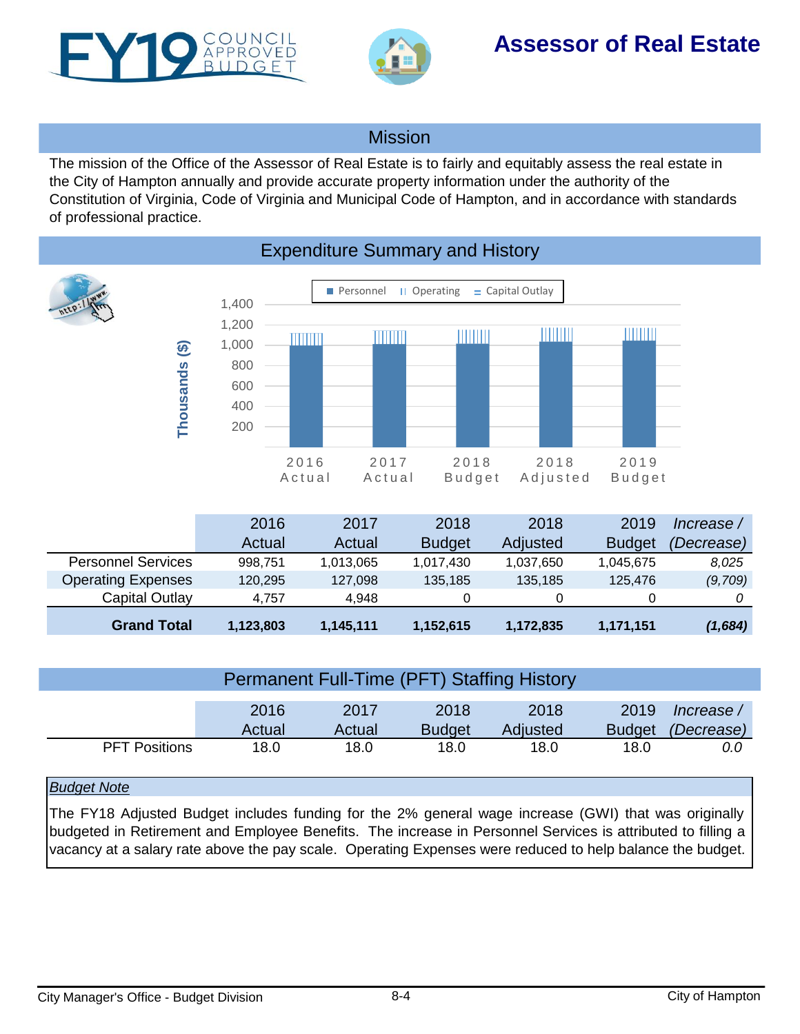# Assessor of Real Estate

## Mission

The mission of the Office of the Assessor of Real Estate is to fairly and equitably assess the real estate in the City of Hampton annually and provide accurate property information under the authority of the Constitution of Virginia, Code of Virginia and Municipal Code of Hampton, and in accordance with standards of professional practice.

## Expenditure Summary and History

| | 2016 Actual | 2017 Actual | 2018 Budget | 2018 Adjusted | 2019 Budget | *Increase / (Decrease)* |
|---|---|---|---|---|---|---|
| Personnel Services | 998,751 | 1,013,065 | 1,017,430 | 1,037,650 | 1,045,675 | *8,025* |
| Operating Expenses | 120,295 | 127,098 | 135,185 | 135,185 | 125,476 | *(9,709)* |
| Capital Outlay | 4,757 | 4,948 | 0 | 0 | 0 | *0* |
| **Grand Total** | **1,123,803** | **1,145,111** | **1,152,615** | **1,172,835** | **1,171,151** | ***(1,684)*** |

## Permanent Full-Time (PFT) Staffing History

| | 2016 Actual | 2017 Actual | 2018 Budget | 2018 Adjusted | 2019 Budget | *Increase / (Decrease)* |
|---|---|---|---|---|---|---|
| PFT Positions | 18.0 | 18.0 | 18.0 | 18.0 | 18.0 | *0.0* |

*Budget Note*

The FY18 Adjusted Budget includes funding for the 2% general wage increase (GWI) that was originally budgeted in Retirement and Employee Benefits. The increase in Personnel Services is attributed to filling a vacancy at a salary rate above the pay scale. Operating Expenses were reduced to help balance the budget.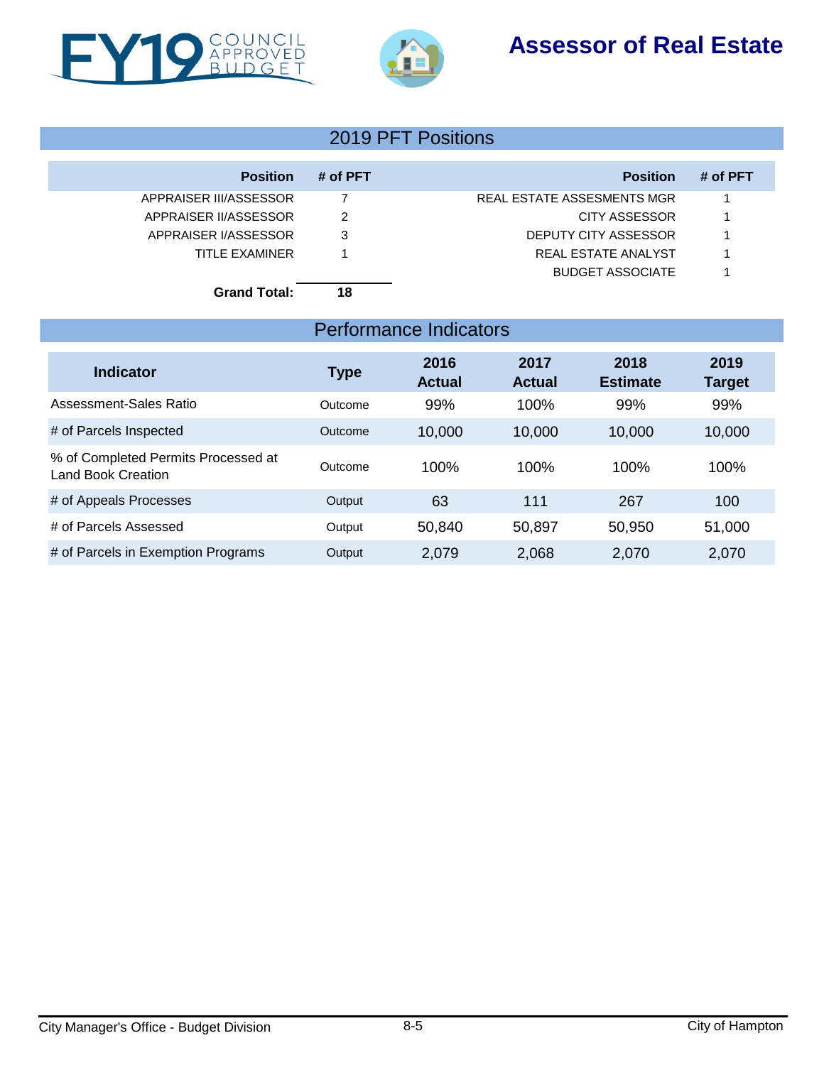# Assessor of Real Estate

## 2019 PFT Positions

| Position | # of PFT | Position | # of PFT |
|---|---|---|---|
| APPRAISER III/ASSESSOR | 7 | REAL ESTATE ASSESMENTS MGR | 1 |
| APPRAISER II/ASSESSOR | 2 | CITY ASSESSOR | 1 |
| APPRAISER I/ASSESSOR | 3 | DEPUTY CITY ASSESSOR | 1 |
| TITLE EXAMINER | 1 | REAL ESTATE ANALYST | 1 |
| | | BUDGET ASSOCIATE | 1 |
| **Grand Total:** | **18** | | |

## Performance Indicators

| Indicator | Type | 2016 Actual | 2017 Actual | 2018 Estimate | 2019 Target |
|---|---|---|---|---|---|
| Assessment-Sales Ratio | Outcome | 99% | 100% | 99% | 99% |
| # of Parcels Inspected | Outcome | 10,000 | 10,000 | 10,000 | 10,000 |
| % of Completed Permits Processed at Land Book Creation | Outcome | 100% | 100% | 100% | 100% |
| # of Appeals Processes | Output | 63 | 111 | 267 | 100 |
| # of Parcels Assessed | Output | 50,840 | 50,897 | 50,950 | 51,000 |
| # of Parcels in Exemption Programs | Output | 2,079 | 2,068 | 2,070 | 2,070 |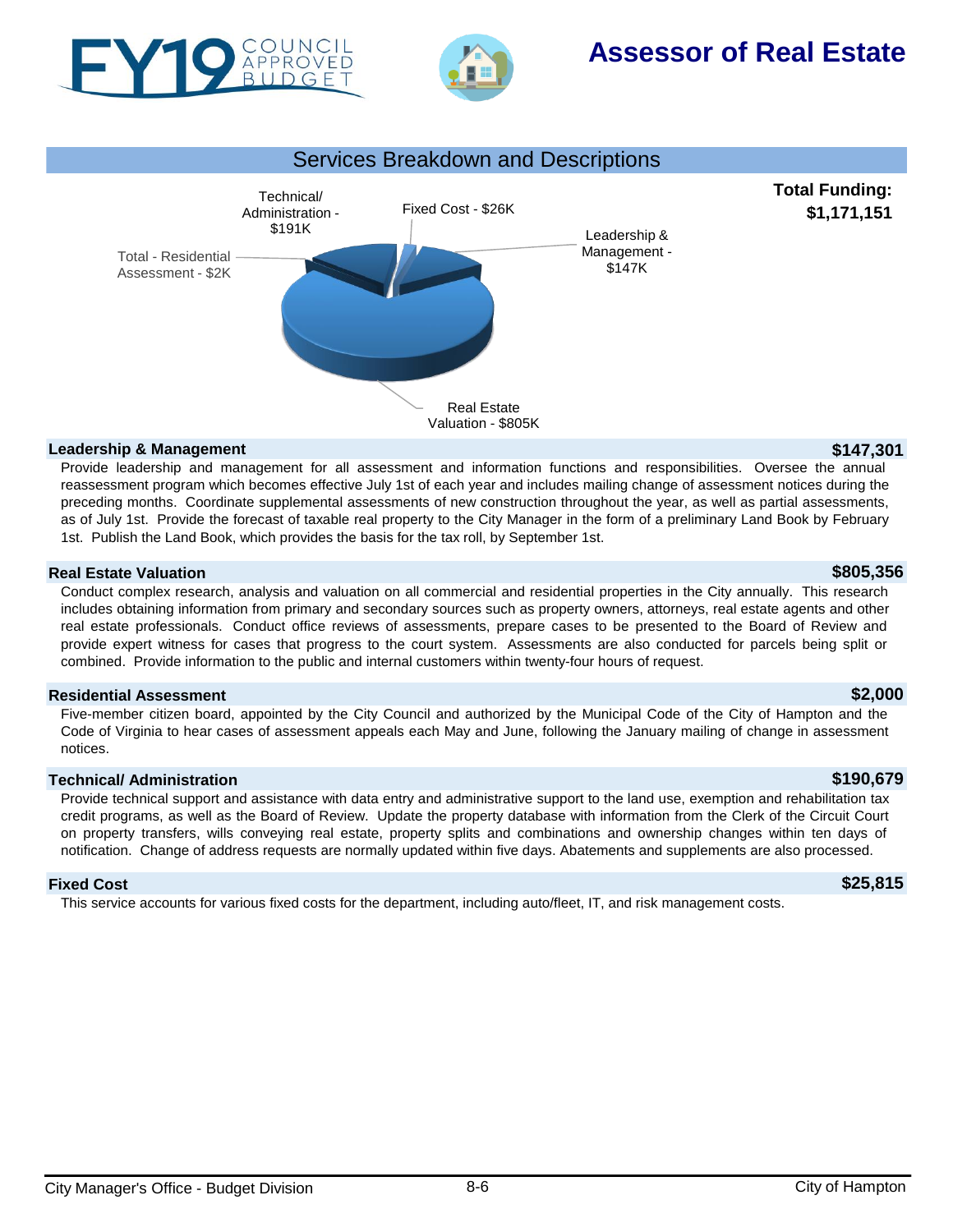# Assessor of Real Estate

## Services Breakdown and Descriptions

**Total Funding: $1,171,151**

Technical/ Administration - $191K
Fixed Cost - $26K
Leadership & Management - $147K
Total - Residential Assessment - $2K
Real Estate Valuation - $805K

### Leadership & Management — $147,301

Provide leadership and management for all assessment and information functions and responsibilities. Oversee the annual reassessment program which becomes effective July 1st of each year and includes mailing change of assessment notices during the preceding months. Coordinate supplemental assessments of new construction throughout the year, as well as partial assessments, as of July 1st. Provide the forecast of taxable real property to the City Manager in the form of a preliminary Land Book by February 1st. Publish the Land Book, which provides the basis for the tax roll, by September 1st.

### Real Estate Valuation — $805,356

Conduct complex research, analysis and valuation on all commercial and residential properties in the City annually. This research includes obtaining information from primary and secondary sources such as property owners, attorneys, real estate agents and other real estate professionals. Conduct office reviews of assessments, prepare cases to be presented to the Board of Review and provide expert witness for cases that progress to the court system. Assessments are also conducted for parcels being split or combined. Provide information to the public and internal customers within twenty-four hours of request.

### Residential Assessment — $2,000

Five-member citizen board, appointed by the City Council and authorized by the Municipal Code of the City of Hampton and the Code of Virginia to hear cases of assessment appeals each May and June, following the January mailing of change in assessment notices.

### Technical/ Administration — $190,679

Provide technical support and assistance with data entry and administrative support to the land use, exemption and rehabilitation tax credit programs, as well as the Board of Review. Update the property database with information from the Clerk of the Circuit Court on property transfers, wills conveying real estate, property splits and combinations and ownership changes within ten days of notification. Change of address requests are normally updated within five days. Abatements and supplements are also processed.

### Fixed Cost — $25,815

This service accounts for various fixed costs for the department, including auto/fleet, IT, and risk management costs.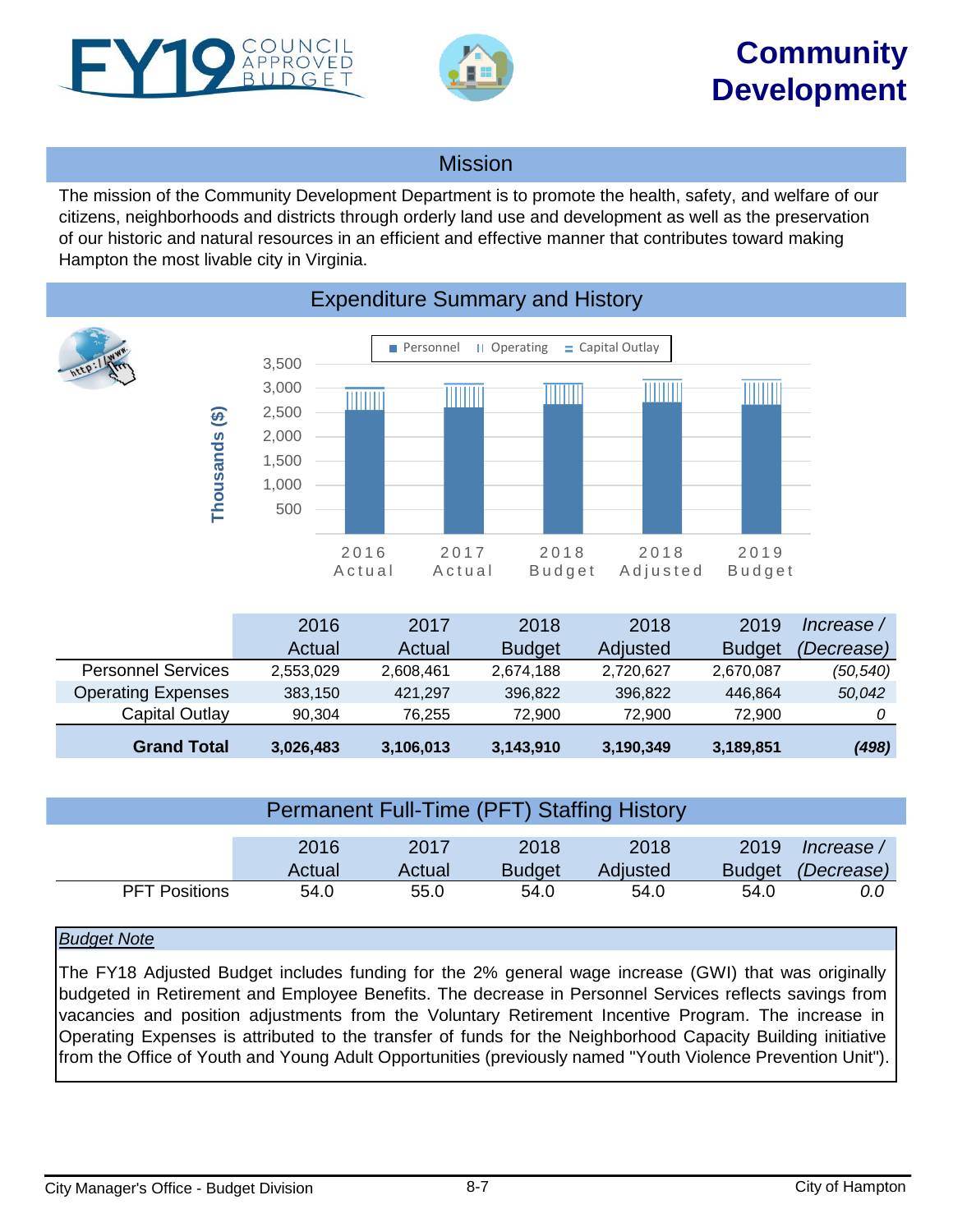# FY19 COUNCIL APPROVED BUDGET

# Community Development

## Mission

The mission of the Community Development Department is to promote the health, safety, and welfare of our citizens, neighborhoods and districts through orderly land use and development as well as the preservation of our historic and natural resources in an efficient and effective manner that contributes toward making Hampton the most livable city in Virginia.

## Expenditure Summary and History

| | 2016 Actual | 2017 Actual | 2018 Budget | 2018 Adjusted | 2019 Budget | *Increase / (Decrease)* |
|---|---|---|---|---|---|---|
| Personnel Services | 2,553,029 | 2,608,461 | 2,674,188 | 2,720,627 | 2,670,087 | *(50,540)* |
| Operating Expenses | 383,150 | 421,297 | 396,822 | 396,822 | 446,864 | *50,042* |
| Capital Outlay | 90,304 | 76,255 | 72,900 | 72,900 | 72,900 | *0* |
| **Grand Total** | **3,026,483** | **3,106,013** | **3,143,910** | **3,190,349** | **3,189,851** | ***(498)*** |

## Permanent Full-Time (PFT) Staffing History

| | 2016 Actual | 2017 Actual | 2018 Budget | 2018 Adjusted | 2019 Budget | *Increase / (Decrease)* |
|---|---|---|---|---|---|---|
| PFT Positions | 54.0 | 55.0 | 54.0 | 54.0 | 54.0 | *0.0* |

*Budget Note*

The FY18 Adjusted Budget includes funding for the 2% general wage increase (GWI) that was originally budgeted in Retirement and Employee Benefits. The decrease in Personnel Services reflects savings from vacancies and position adjustments from the Voluntary Retirement Incentive Program. The increase in Operating Expenses is attributed to the transfer of funds for the Neighborhood Capacity Building initiative from the Office of Youth and Young Adult Opportunities (previously named "Youth Violence Prevention Unit").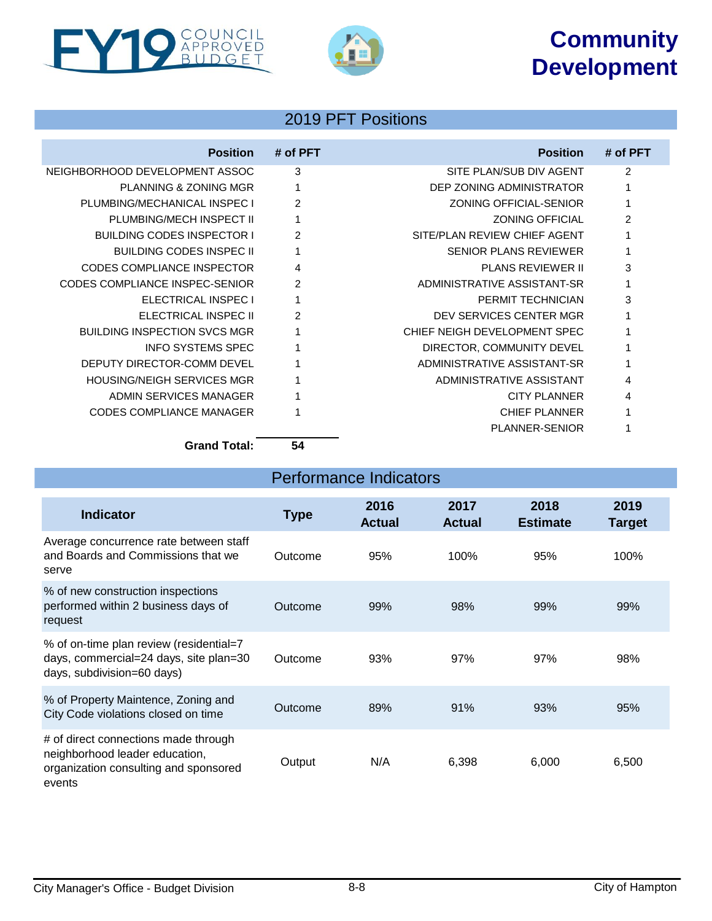# FY19 COUNCIL APPROVED BUDGET

# Community Development

## 2019 PFT Positions

| Position | # of PFT | Position | # of PFT |
|---|---|---|---|
| NEIGHBORHOOD DEVELOPMENT ASSOC | 3 | SITE PLAN/SUB DIV AGENT | 2 |
| PLANNING & ZONING MGR | 1 | DEP ZONING ADMINISTRATOR | 1 |
| PLUMBING/MECHANICAL INSPEC I | 2 | ZONING OFFICIAL-SENIOR | 1 |
| PLUMBING/MECH INSPECT II | 1 | ZONING OFFICIAL | 2 |
| BUILDING CODES INSPECTOR I | 2 | SITE/PLAN REVIEW CHIEF AGENT | 1 |
| BUILDING CODES INSPEC II | 1 | SENIOR PLANS REVIEWER | 1 |
| CODES COMPLIANCE INSPECTOR | 4 | PLANS REVIEWER II | 3 |
| CODES COMPLIANCE INSPEC-SENIOR | 2 | ADMINISTRATIVE ASSISTANT-SR | 1 |
| ELECTRICAL INSPEC I | 1 | PERMIT TECHNICIAN | 3 |
| ELECTRICAL INSPEC II | 2 | DEV SERVICES CENTER MGR | 1 |
| BUILDING INSPECTION SVCS MGR | 1 | CHIEF NEIGH DEVELOPMENT SPEC | 1 |
| INFO SYSTEMS SPEC | 1 | DIRECTOR, COMMUNITY DEVEL | 1 |
| DEPUTY DIRECTOR-COMM DEVEL | 1 | ADMINISTRATIVE ASSISTANT-SR | 1 |
| HOUSING/NEIGH SERVICES MGR | 1 | ADMINISTRATIVE ASSISTANT | 4 |
| ADMIN SERVICES MANAGER | 1 | CITY PLANNER | 4 |
| CODES COMPLIANCE MANAGER | 1 | CHIEF PLANNER | 1 |
| | | PLANNER-SENIOR | 1 |
| **Grand Total:** | **54** | | |

## Performance Indicators

| Indicator | Type | 2016 Actual | 2017 Actual | 2018 Estimate | 2019 Target |
|---|---|---|---|---|---|
| Average concurrence rate between staff and Boards and Commissions that we serve | Outcome | 95% | 100% | 95% | 100% |
| % of new construction inspections performed within 2 business days of request | Outcome | 99% | 98% | 99% | 99% |
| % of on-time plan review (residential=7 days, commercial=24 days, site plan=30 days, subdivision=60 days) | Outcome | 93% | 97% | 97% | 98% |
| % of Property Maintence, Zoning and City Code violations closed on time | Outcome | 89% | 91% | 93% | 95% |
| # of direct connections made through neighborhood leader education, organization consulting and sponsored events | Output | N/A | 6,398 | 6,000 | 6,500 |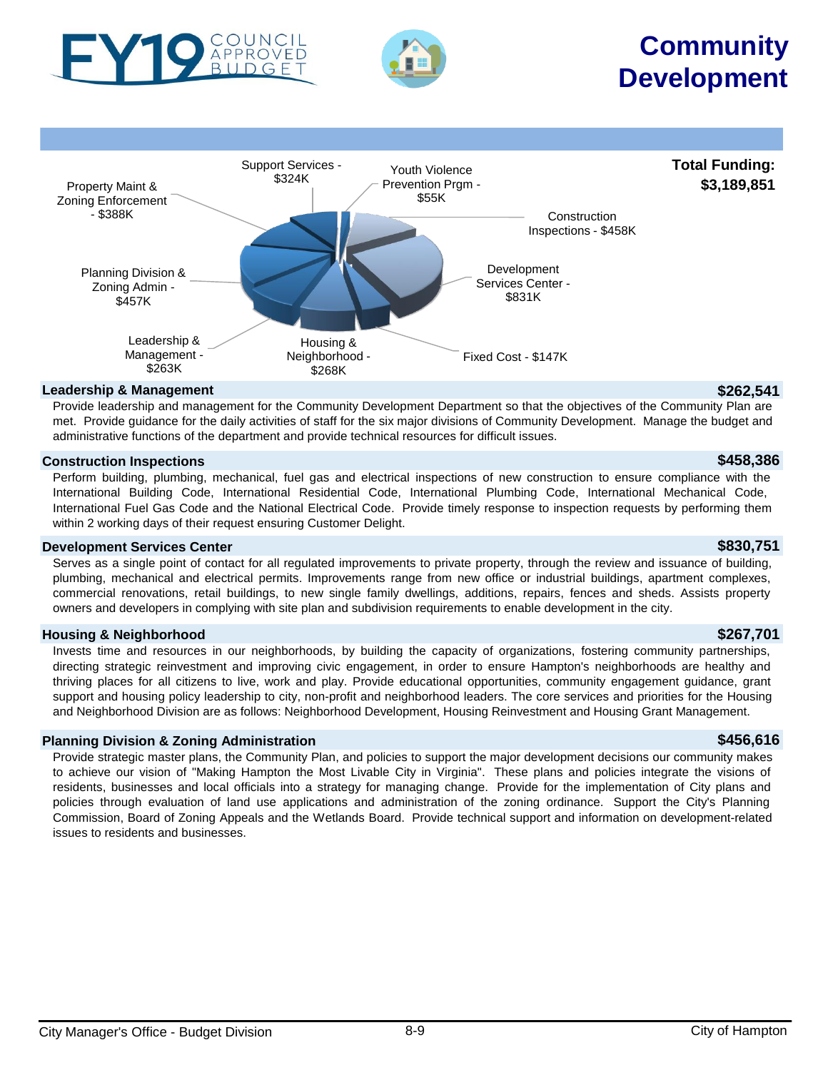# FY19 COUNCIL APPROVED BUDGET

# Community Development

**Total Funding: $3,189,851**

Support Services - $324K
Youth Violence Prevention Prgm - $55K
Construction Inspections - $458K
Development Services Center - $831K
Fixed Cost - $147K
Housing & Neighborhood - $268K
Leadership & Management - $263K
Planning Division & Zoning Admin - $457K
Property Maint & Zoning Enforcement - $388K

### Leadership & Management — $262,541

Provide leadership and management for the Community Development Department so that the objectives of the Community Plan are met. Provide guidance for the daily activities of staff for the six major divisions of Community Development. Manage the budget and administrative functions of the department and provide technical resources for difficult issues.

### Construction Inspections — $458,386

Perform building, plumbing, mechanical, fuel gas and electrical inspections of new construction to ensure compliance with the International Building Code, International Residential Code, International Plumbing Code, International Mechanical Code, International Fuel Gas Code and the National Electrical Code. Provide timely response to inspection requests by performing them within 2 working days of their request ensuring Customer Delight.

### Development Services Center — $830,751

Serves as a single point of contact for all regulated improvements to private property, through the review and issuance of building, plumbing, mechanical and electrical permits. Improvements range from new office or industrial buildings, apartment complexes, commercial renovations, retail buildings, to new single family dwellings, additions, repairs, fences and sheds. Assists property owners and developers in complying with site plan and subdivision requirements to enable development in the city.

### Housing & Neighborhood — $267,701

Invests time and resources in our neighborhoods, by building the capacity of organizations, fostering community partnerships, directing strategic reinvestment and improving civic engagement, in order to ensure Hampton's neighborhoods are healthy and thriving places for all citizens to live, work and play. Provide educational opportunities, community engagement guidance, grant support and housing policy leadership to city, non-profit and neighborhood leaders. The core services and priorities for the Housing and Neighborhood Division are as follows: Neighborhood Development, Housing Reinvestment and Housing Grant Management.

### Planning Division & Zoning Administration — $456,616

Provide strategic master plans, the Community Plan, and policies to support the major development decisions our community makes to achieve our vision of "Making Hampton the Most Livable City in Virginia". These plans and policies integrate the visions of residents, businesses and local officials into a strategy for managing change. Provide for the implementation of City plans and policies through evaluation of land use applications and administration of the zoning ordinance. Support the City's Planning Commission, Board of Zoning Appeals and the Wetlands Board. Provide technical support and information on development-related issues to residents and businesses.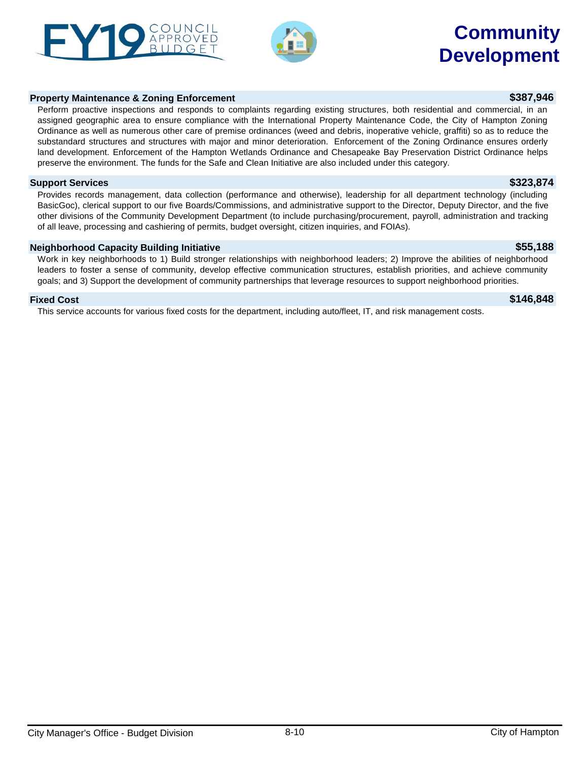# Community Development

## Property Maintenance & Zoning Enforcement — $387,946

Perform proactive inspections and responds to complaints regarding existing structures, both residential and commercial, in an assigned geographic area to ensure compliance with the International Property Maintenance Code, the City of Hampton Zoning Ordinance as well as numerous other care of premise ordinances (weed and debris, inoperative vehicle, graffiti) so as to reduce the substandard structures and structures with major and minor deterioration. Enforcement of the Zoning Ordinance ensures orderly land development. Enforcement of the Hampton Wetlands Ordinance and Chesapeake Bay Preservation District Ordinance helps preserve the environment. The funds for the Safe and Clean Initiative are also included under this category.

## Support Services — $323,874

Provides records management, data collection (performance and otherwise), leadership for all department technology (including BasicGoc), clerical support to our five Boards/Commissions, and administrative support to the Director, Deputy Director, and the five other divisions of the Community Development Department (to include purchasing/procurement, payroll, administration and tracking of all leave, processing and cashiering of permits, budget oversight, citizen inquiries, and FOIAs).

## Neighborhood Capacity Building Initiative — $55,188

Work in key neighborhoods to 1) Build stronger relationships with neighborhood leaders; 2) Improve the abilities of neighborhood leaders to foster a sense of community, develop effective communication structures, establish priorities, and achieve community goals; and 3) Support the development of community partnerships that leverage resources to support neighborhood priorities.

## Fixed Cost — $146,848

This service accounts for various fixed costs for the department, including auto/fleet, IT, and risk management costs.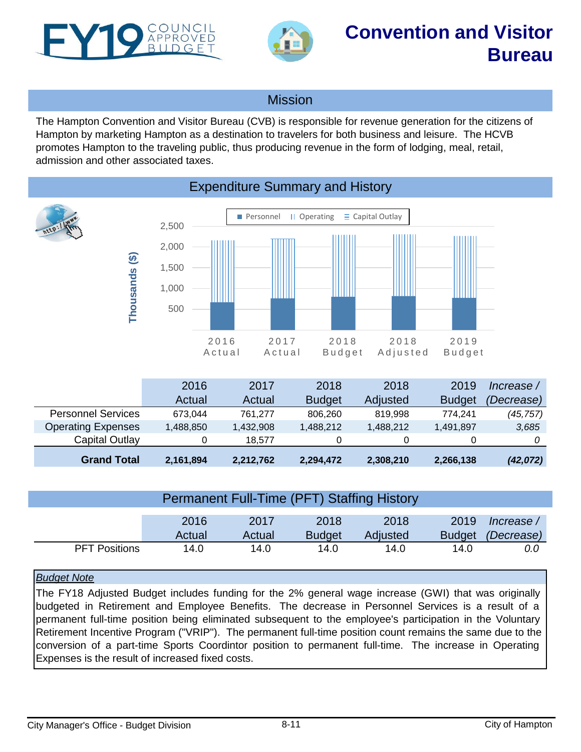# Convention and Visitor Bureau

FY19 COUNCIL APPROVED BUDGET

## Mission

The Hampton Convention and Visitor Bureau (CVB) is responsible for revenue generation for the citizens of Hampton by marketing Hampton as a destination to travelers for both business and leisure. The HCVB promotes Hampton to the traveling public, thus producing revenue in the form of lodging, meal, retail, admission and other associated taxes.

## Expenditure Summary and History

| | 2016 Actual | 2017 Actual | 2018 Budget | 2018 Adjusted | 2019 Budget | *Increase / (Decrease)* |
|---|---|---|---|---|---|---|
| Personnel Services | 673,044 | 761,277 | 806,260 | 819,998 | 774,241 | *(45,757)* |
| Operating Expenses | 1,488,850 | 1,432,908 | 1,488,212 | 1,488,212 | 1,491,897 | *3,685* |
| Capital Outlay | 0 | 18,577 | 0 | 0 | 0 | *0* |
| **Grand Total** | **2,161,894** | **2,212,762** | **2,294,472** | **2,308,210** | **2,266,138** | ***(42,072)*** |

## Permanent Full-Time (PFT) Staffing History

| | 2016 Actual | 2017 Actual | 2018 Budget | 2018 Adjusted | 2019 Budget | *Increase / (Decrease)* |
|---|---|---|---|---|---|---|
| PFT Positions | 14.0 | 14.0 | 14.0 | 14.0 | 14.0 | *0.0* |

*Budget Note*

The FY18 Adjusted Budget includes funding for the 2% general wage increase (GWI) that was originally budgeted in Retirement and Employee Benefits. The decrease in Personnel Services is a result of a permanent full-time position being eliminated subsequent to the employee's participation in the Voluntary Retirement Incentive Program ("VRIP"). The permanent full-time position count remains the same due to the conversion of a part-time Sports Coordintor position to permanent full-time. The increase in Operating Expenses is the result of increased fixed costs.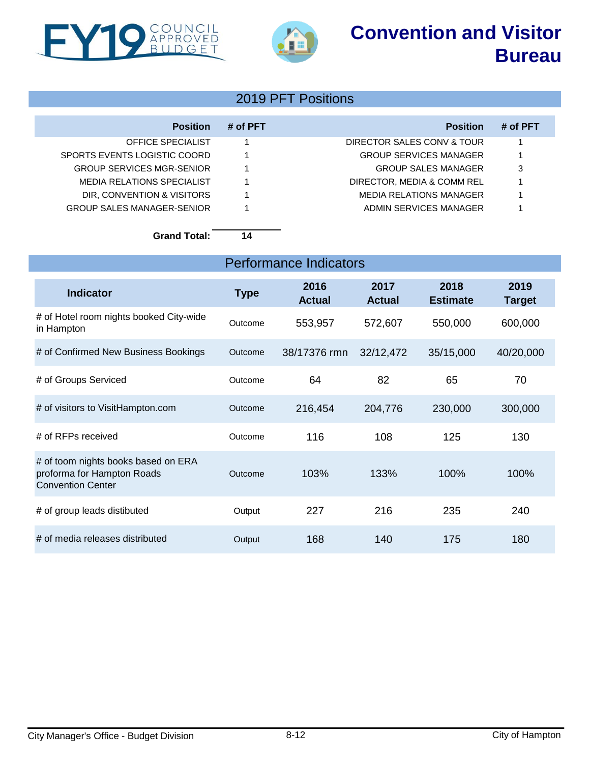# Convention and Visitor Bureau

## 2019 PFT Positions

| Position | # of PFT | Position | # of PFT |
|---|---|---|---|
| OFFICE SPECIALIST | 1 | DIRECTOR SALES CONV & TOUR | 1 |
| SPORTS EVENTS LOGISTIC COORD | 1 | GROUP SERVICES MANAGER | 1 |
| GROUP SERVICES MGR-SENIOR | 1 | GROUP SALES MANAGER | 3 |
| MEDIA RELATIONS SPECIALIST | 1 | DIRECTOR, MEDIA & COMM REL | 1 |
| DIR, CONVENTION & VISITORS | 1 | MEDIA RELATIONS MANAGER | 1 |
| GROUP SALES MANAGER-SENIOR | 1 | ADMIN SERVICES MANAGER | 1 |
| **Grand Total:** | **14** | | |

## Performance Indicators

| Indicator | Type | 2016 Actual | 2017 Actual | 2018 Estimate | 2019 Target |
|---|---|---|---|---|---|
| # of Hotel room nights booked City-wide in Hampton | Outcome | 553,957 | 572,607 | 550,000 | 600,000 |
| # of Confirmed New Business Bookings | Outcome | 38/17376 rmn | 32/12,472 | 35/15,000 | 40/20,000 |
| # of Groups Serviced | Outcome | 64 | 82 | 65 | 70 |
| # of visitors to VisitHampton.com | Outcome | 216,454 | 204,776 | 230,000 | 300,000 |
| # of RFPs received | Outcome | 116 | 108 | 125 | 130 |
| # of toom nights books based on ERA proforma for Hampton Roads Convention Center | Outcome | 103% | 133% | 100% | 100% |
| # of group leads distibuted | Output | 227 | 216 | 235 | 240 |
| # of media releases distributed | Output | 168 | 140 | 175 | 180 |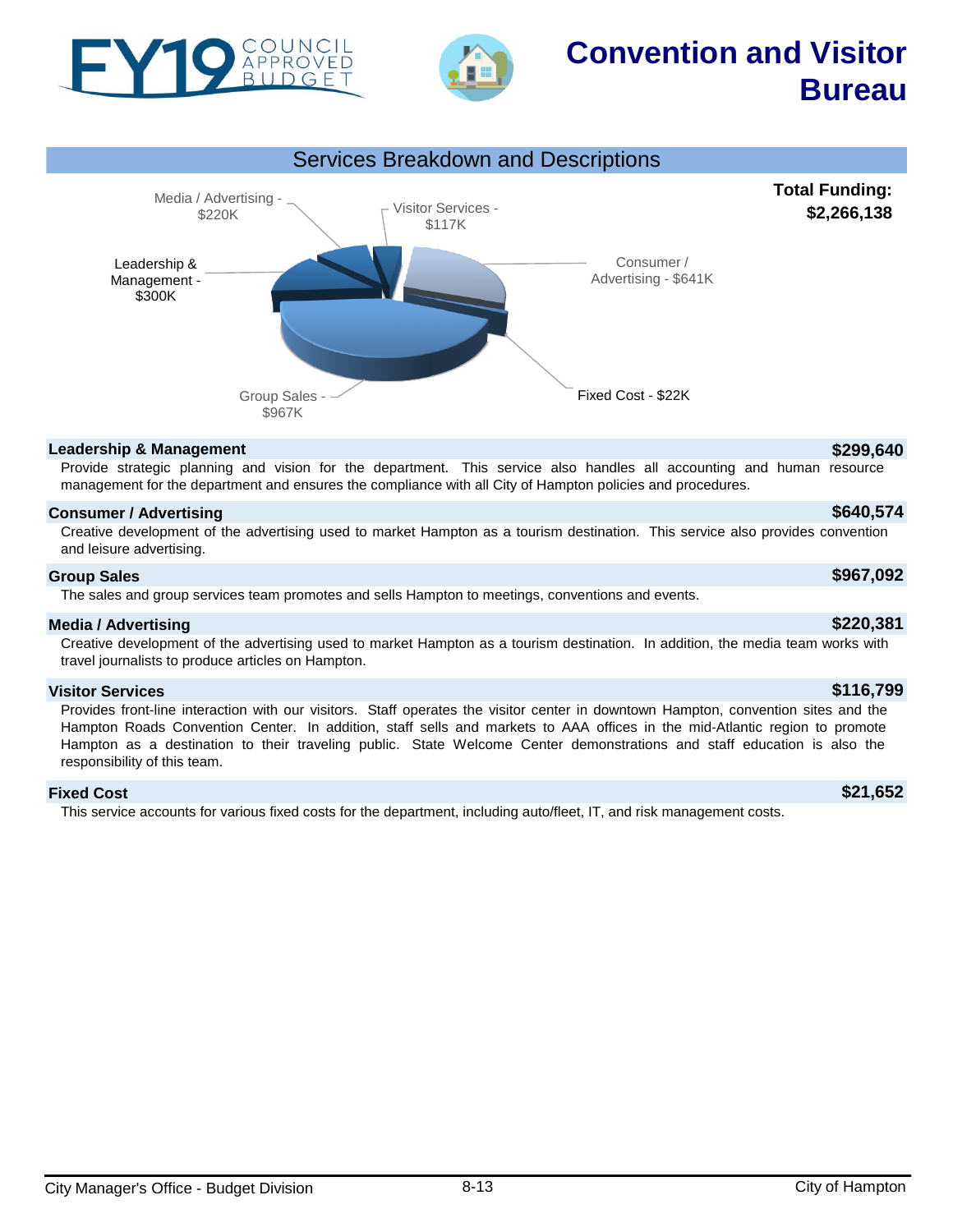# Convention and Visitor Bureau

FY19 Council Approved Budget

## Services Breakdown and Descriptions

**Total Funding: $2,266,138**

Media / Advertising - $220K
Visitor Services - $117K
Leadership & Management - $300K
Consumer / Advertising - $641K
Fixed Cost - $22K
Group Sales - $967K

### Leadership & Management — $299,640

Provide strategic planning and vision for the department. This service also handles all accounting and human resource management for the department and ensures the compliance with all City of Hampton policies and procedures.

### Consumer / Advertising — $640,574

Creative development of the advertising used to market Hampton as a tourism destination. This service also provides convention and leisure advertising.

### Group Sales — $967,092

The sales and group services team promotes and sells Hampton to meetings, conventions and events.

### Media / Advertising — $220,381

Creative development of the advertising used to market Hampton as a tourism destination. In addition, the media team works with travel journalists to produce articles on Hampton.

### Visitor Services — $116,799

Provides front-line interaction with our visitors. Staff operates the visitor center in downtown Hampton, convention sites and the Hampton Roads Convention Center. In addition, staff sells and markets to AAA offices in the mid-Atlantic region to promote Hampton as a destination to their traveling public. State Welcome Center demonstrations and staff education is also the responsibility of this team.

### Fixed Cost — $21,652

This service accounts for various fixed costs for the department, including auto/fleet, IT, and risk management costs.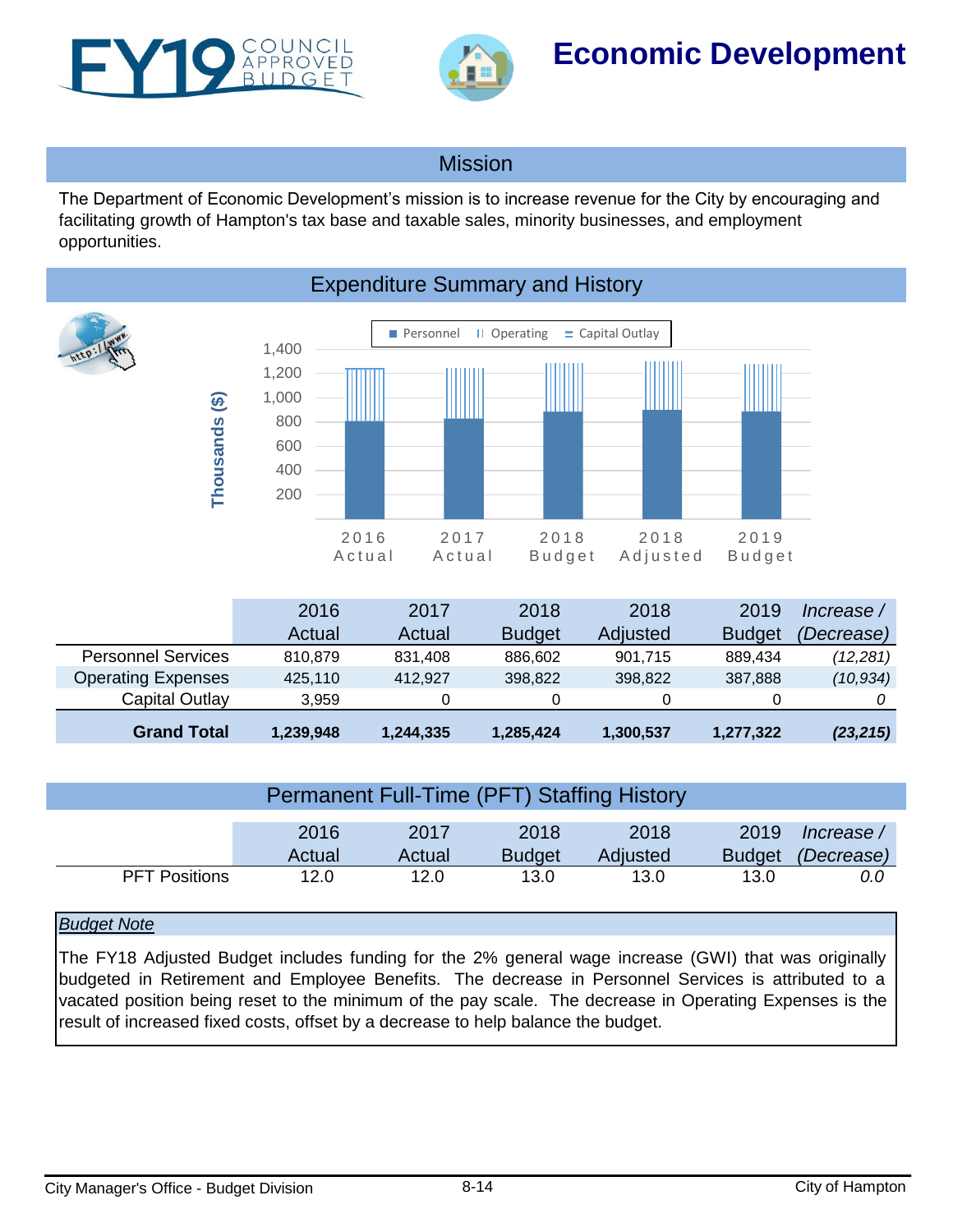# Economic Development

## Mission

The Department of Economic Development's mission is to increase revenue for the City by encouraging and facilitating growth of Hampton's tax base and taxable sales, minority businesses, and employment opportunities.

## Expenditure Summary and History

| | 2016 Actual | 2017 Actual | 2018 Budget | 2018 Adjusted | 2019 Budget | *Increase / (Decrease)* |
|---|---|---|---|---|---|---|
| Personnel Services | 810,879 | 831,408 | 886,602 | 901,715 | 889,434 | *(12,281)* |
| Operating Expenses | 425,110 | 412,927 | 398,822 | 398,822 | 387,888 | *(10,934)* |
| Capital Outlay | 3,959 | 0 | 0 | 0 | 0 | *0* |
| **Grand Total** | **1,239,948** | **1,244,335** | **1,285,424** | **1,300,537** | **1,277,322** | ***(23,215)*** |

## Permanent Full-Time (PFT) Staffing History

| | 2016 Actual | 2017 Actual | 2018 Budget | 2018 Adjusted | 2019 Budget | *Increase / (Decrease)* |
|---|---|---|---|---|---|---|
| PFT Positions | 12.0 | 12.0 | 13.0 | 13.0 | 13.0 | *0.0* |

*Budget Note*

The FY18 Adjusted Budget includes funding for the 2% general wage increase (GWI) that was originally budgeted in Retirement and Employee Benefits. The decrease in Personnel Services is attributed to a vacated position being reset to the minimum of the pay scale. The decrease in Operating Expenses is the result of increased fixed costs, offset by a decrease to help balance the budget.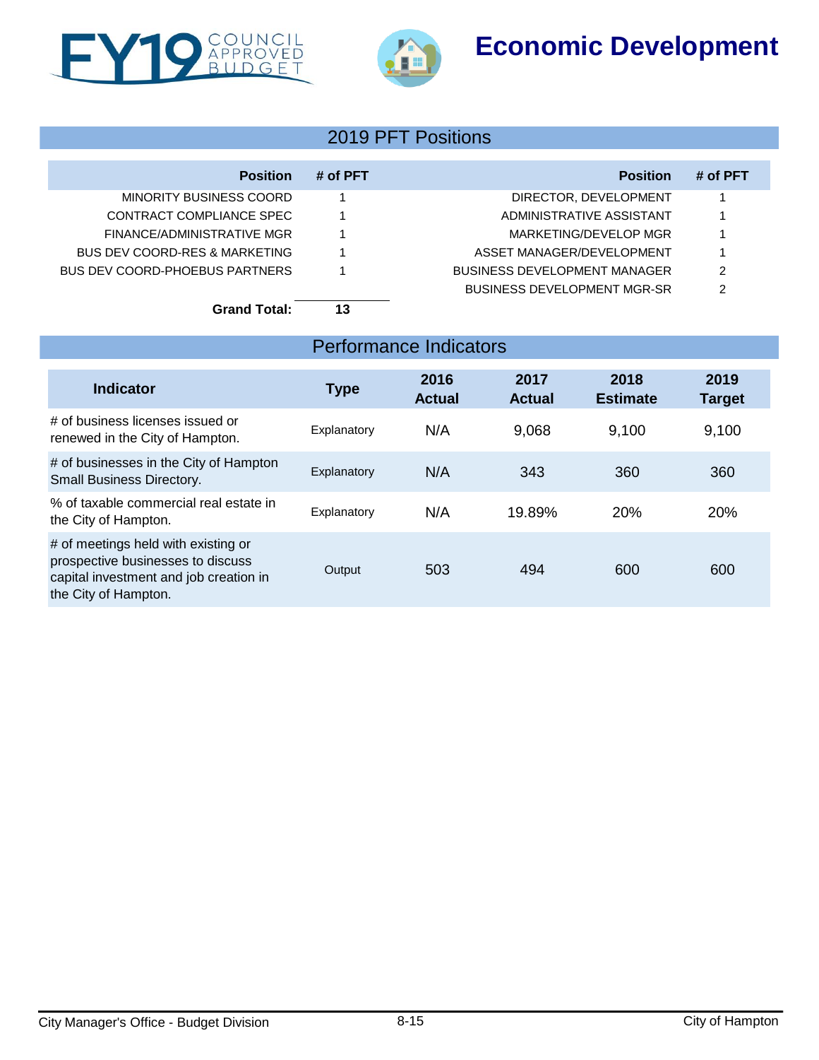# Economic Development

## 2019 PFT Positions

| Position | # of PFT | Position | # of PFT |
|---|---|---|---|
| MINORITY BUSINESS COORD | 1 | DIRECTOR, DEVELOPMENT | 1 |
| CONTRACT COMPLIANCE SPEC | 1 | ADMINISTRATIVE ASSISTANT | 1 |
| FINANCE/ADMINISTRATIVE MGR | 1 | MARKETING/DEVELOP MGR | 1 |
| BUS DEV COORD-RES & MARKETING | 1 | ASSET MANAGER/DEVELOPMENT | 1 |
| BUS DEV COORD-PHOEBUS PARTNERS | 1 | BUSINESS DEVELOPMENT MANAGER | 2 |
| | | BUSINESS DEVELOPMENT MGR-SR | 2 |
| **Grand Total:** | **13** | | |

## Performance Indicators

| Indicator | Type | 2016 Actual | 2017 Actual | 2018 Estimate | 2019 Target |
|---|---|---|---|---|---|
| # of business licenses issued or renewed in the City of Hampton. | Explanatory | N/A | 9,068 | 9,100 | 9,100 |
| # of businesses in the City of Hampton Small Business Directory. | Explanatory | N/A | 343 | 360 | 360 |
| % of taxable commercial real estate in the City of Hampton. | Explanatory | N/A | 19.89% | 20% | 20% |
| # of meetings held with existing or prospective businesses to discuss capital investment and job creation in the City of Hampton. | Output | 503 | 494 | 600 | 600 |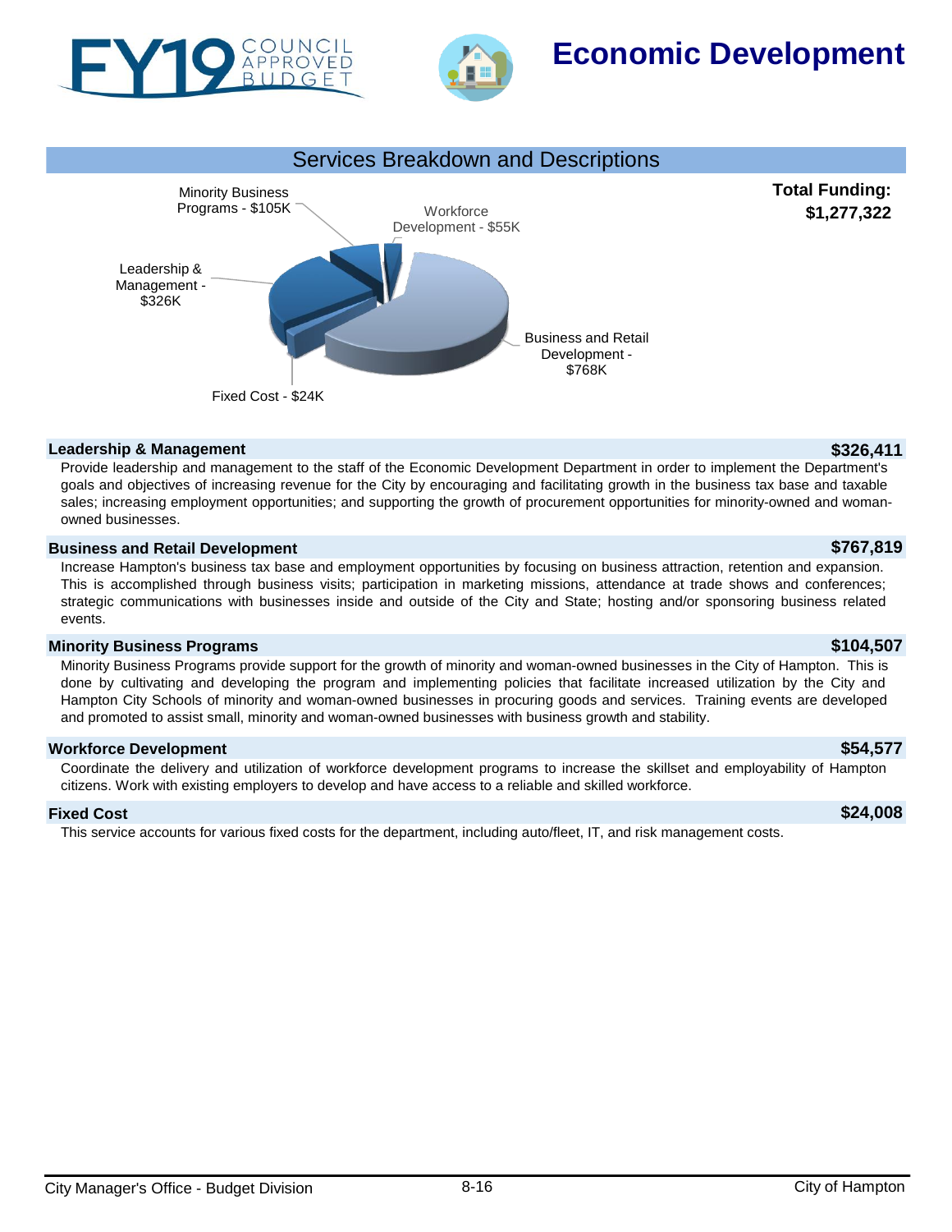# Economic Development

FY19 COUNCIL APPROVED BUDGET

## Services Breakdown and Descriptions

Minority Business Programs - $105K

Workforce Development - $55K

Leadership & Management - $326K

Business and Retail Development - $768K

Fixed Cost - $24K

**Total Funding: $1,277,322**

### Leadership & Management — $326,411

Provide leadership and management to the staff of the Economic Development Department in order to implement the Department's goals and objectives of increasing revenue for the City by encouraging and facilitating growth in the business tax base and taxable sales; increasing employment opportunities; and supporting the growth of procurement opportunities for minority-owned and woman-owned businesses.

### Business and Retail Development — $767,819

Increase Hampton's business tax base and employment opportunities by focusing on business attraction, retention and expansion. This is accomplished through business visits; participation in marketing missions, attendance at trade shows and conferences; strategic communications with businesses inside and outside of the City and State; hosting and/or sponsoring business related events.

### Minority Business Programs — $104,507

Minority Business Programs provide support for the growth of minority and woman-owned businesses in the City of Hampton. This is done by cultivating and developing the program and implementing policies that facilitate increased utilization by the City and Hampton City Schools of minority and woman-owned businesses in procuring goods and services. Training events are developed and promoted to assist small, minority and woman-owned businesses with business growth and stability.

### Workforce Development — $54,577

Coordinate the delivery and utilization of workforce development programs to increase the skillset and employability of Hampton citizens. Work with existing employers to develop and have access to a reliable and skilled workforce.

### Fixed Cost — $24,008

This service accounts for various fixed costs for the department, including auto/fleet, IT, and risk management costs.